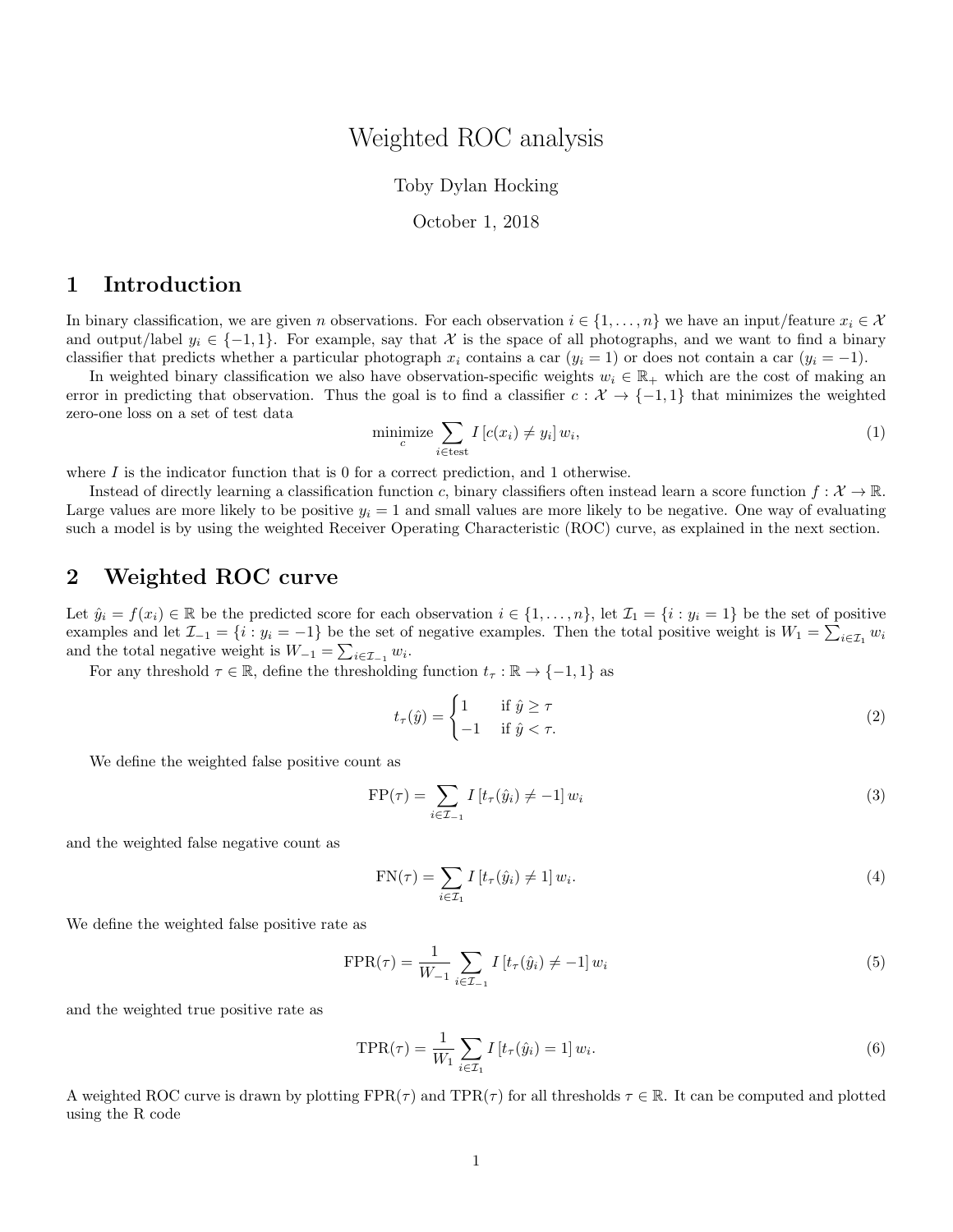# Weighted ROC analysis

Toby Dylan Hocking

October 1, 2018

## 1 Introduction

In binary classification, we are given $n$ observations. For each observation $i \in \{1, \dots, n\}$ we have an input/feature $x_i \in \mathcal{X}$ and output/label $y_i \in \{-1, 1\}$. For example, say that $\mathcal{X}$ is the space of all photographs, and we want to find a binary classifier that predicts whether a particular photograph $x_i$ contains a car ($y_i = 1$) or does not contain a car ($y_i = -1$).

In weighted binary classification we also have observation-specific weights $w_i \in \mathbb{R}_+$ which are the cost of making an error in predicting that observation. Thus the goal is to find a classifier $c : \mathcal{X} \rightarrow \{-1, 1\}$ that minimizes the weighted zero-one loss on a set of test data

$$\underset{c}{\text{minimize}} \sum_{i \in \text{test}} I\left[c(x_i) \neq y_i\right] w_i, \tag{1}$$

where $I$ is the indicator function that is 0 for a correct prediction, and 1 otherwise.

Instead of directly learning a classification function $c$, binary classifiers often instead learn a score function $f : \mathcal{X} \rightarrow \mathbb{R}$. Large values are more likely to be positive $y_i = 1$ and small values are more likely to be negative. One way of evaluating such a model is by using the weighted Receiver Operating Characteristic (ROC) curve, as explained in the next section.

## 2 Weighted ROC curve

Let $\hat{y}_i = f(x_i) \in \mathbb{R}$ be the predicted score for each observation $i \in \{1, \dots, n\}$, let $\mathcal{I}_1 = \{i : y_i = 1\}$ be the set of positive examples and let $\mathcal{I}_{-1} = \{i : y_i = -1\}$ be the set of negative examples. Then the total positive weight is $W_1 = \sum_{i \in \mathcal{I}_1} w_i$ and the total negative weight is $W_{-1} = \sum_{i \in \mathcal{I}_{-1}} w_i$.

For any threshold $\tau \in \mathbb{R}$, define the thresholding function $t_\tau : \mathbb{R} \rightarrow \{-1, 1\}$ as

$$t_\tau(\hat{y}) = \begin{cases} 1 & \text{if } \hat{y} \geq \tau \\ -1 & \text{if } \hat{y} < \tau. \end{cases} \tag{2}$$

We define the weighted false positive count as

$$\text{FP}(\tau) = \sum_{i \in \mathcal{I}_{-1}} I\left[t_\tau(\hat{y}_i) \neq -1\right] w_i \tag{3}$$

and the weighted false negative count as

$$\text{FN}(\tau) = \sum_{i \in \mathcal{I}_1} I\left[t_\tau(\hat{y}_i) \neq 1\right] w_i. \tag{4}$$

We define the weighted false positive rate as

$$\text{FPR}(\tau) = \frac{1}{W_{-1}} \sum_{i \in \mathcal{I}_{-1}} I\left[t_\tau(\hat{y}_i) \neq -1\right] w_i \tag{5}$$

and the weighted true positive rate as

$$\text{TPR}(\tau) = \frac{1}{W_1} \sum_{i \in \mathcal{I}_1} I\left[t_\tau(\hat{y}_i) = 1\right] w_i. \tag{6}$$

A weighted ROC curve is drawn by plotting $\text{FPR}(\tau)$ and $\text{TPR}(\tau)$ for all thresholds $\tau \in \mathbb{R}$. It can be computed and plotted using the R code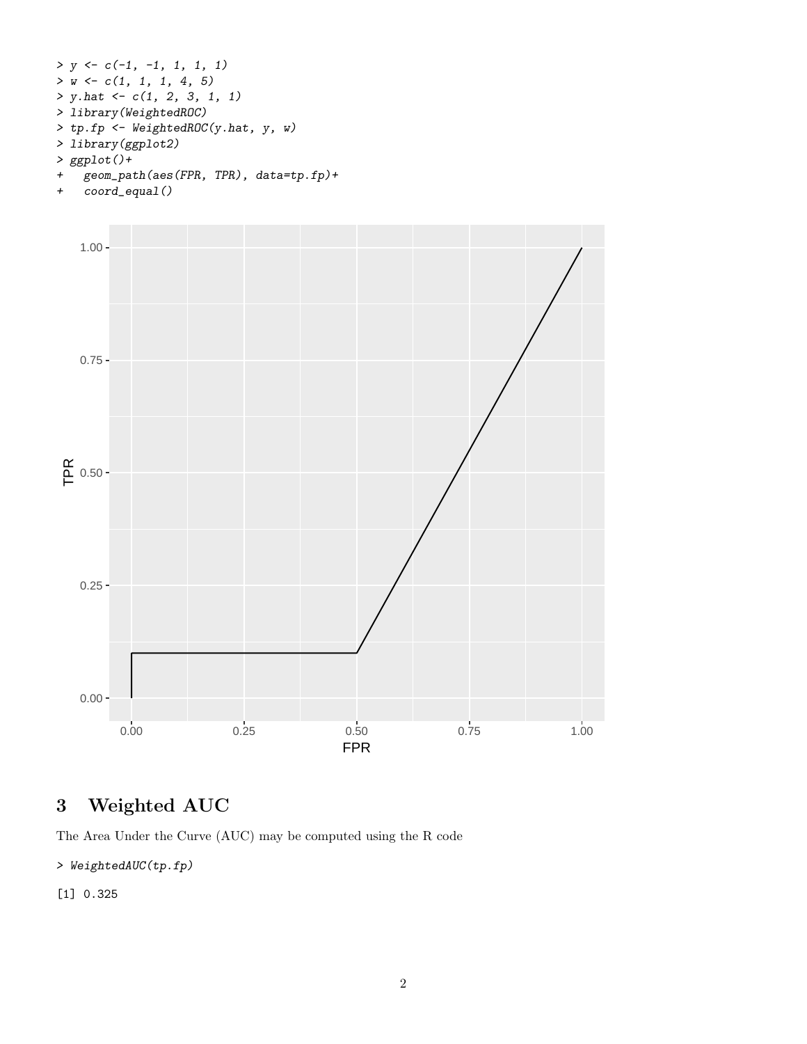```
> y <- c(-1, -1, 1, 1, 1)
> w <- c(1, 1, 1, 4, 5)
> y.hat <- c(1, 2, 3, 1, 1)
> library(WeightedROC)
> tp.fp <- WeightedROC(y.hat, y, w)
> library(ggplot2)
> ggplot()+
+   geom_path(aes(FPR, TPR), data=tp.fp)+
+   coord_equal()
```

TPR

1.00
0.75
0.50
0.25
0.00

0.00 0.25 0.50 0.75 1.00

FPR

# 3 Weighted AUC

The Area Under the Curve (AUC) may be computed using the R code

```
> WeightedAUC(tp.fp)
```

```
[1] 0.325
```